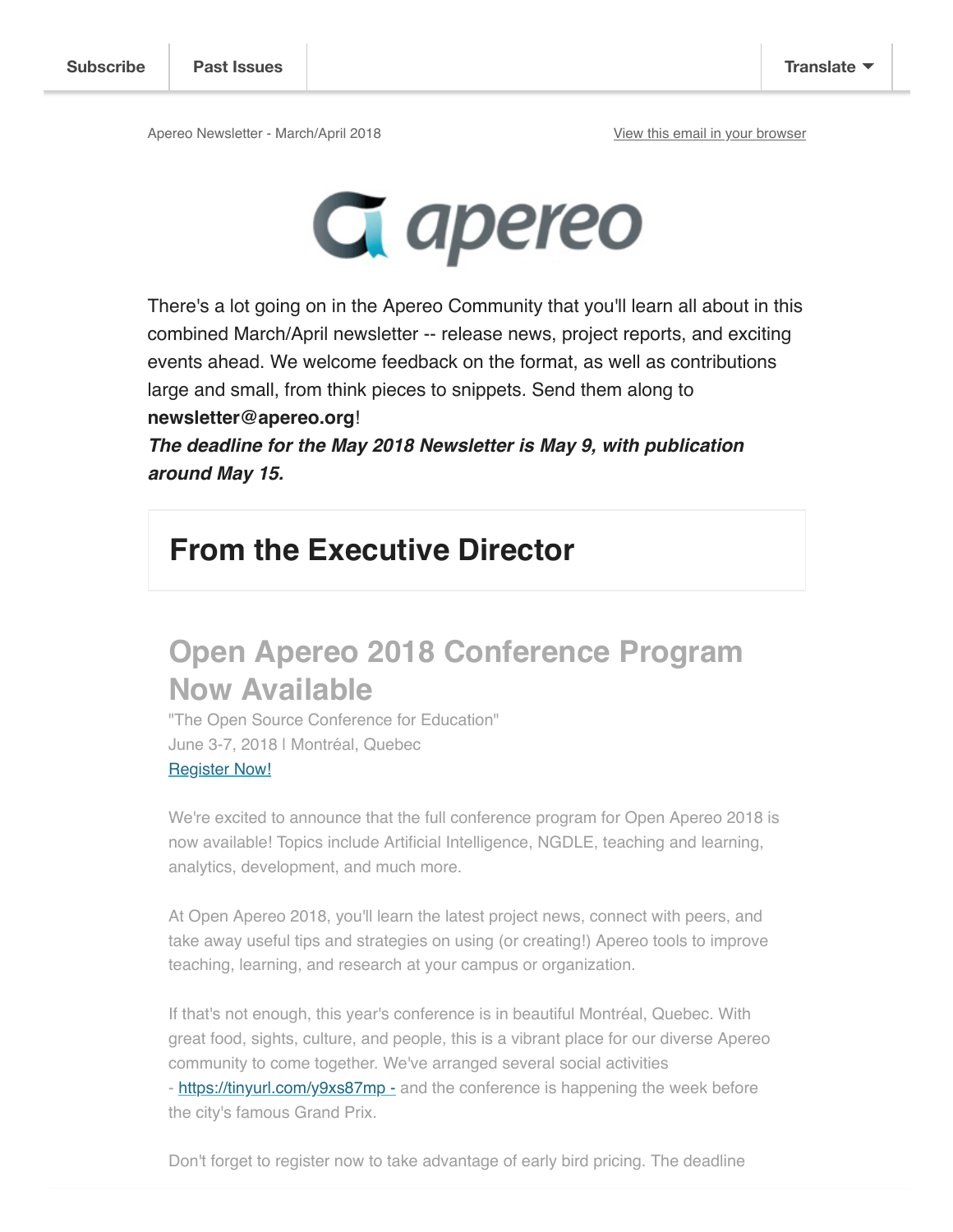Subscribe | Past Issues | Translate

Apereo Newsletter - March/April 2018

View this email in your browser

apereo

There's a lot going on in the Apereo Community that you'll learn all about in this combined March/April newsletter -- release news, project reports, and exciting events ahead. We welcome feedback on the format, as well as contributions large and small, from think pieces to snippets. Send them along to **newsletter@apereo.org**!
***The deadline for the May 2018 Newsletter is May 9, with publication around May 15.***

## From the Executive Director

### Open Apereo 2018 Conference Program Now Available

"The Open Source Conference for Education"
June 3-7, 2018 | Montréal, Quebec
Register Now!

We're excited to announce that the full conference program for Open Apereo 2018 is now available! Topics include Artificial Intelligence, NGDLE, teaching and learning, analytics, development, and much more.

At Open Apereo 2018, you'll learn the latest project news, connect with peers, and take away useful tips and strategies on using (or creating!) Apereo tools to improve teaching, learning, and research at your campus or organization.

If that's not enough, this year's conference is in beautiful Montréal, Quebec. With great food, sights, culture, and people, this is a vibrant place for our diverse Apereo community to come together. We've arranged several social activities - https://tinyurl.com/y9xs87mp - and the conference is happening the week before the city's famous Grand Prix.

Don't forget to register now to take advantage of early bird pricing. The deadline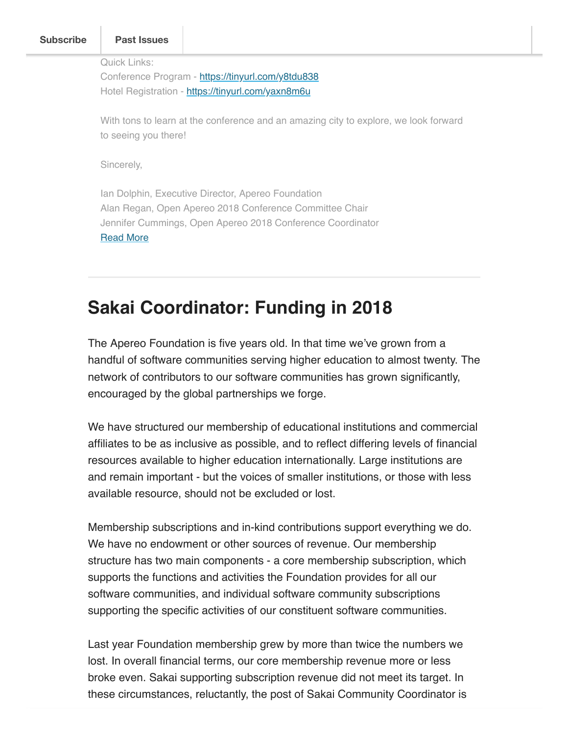Quick Links:
Conference Program - https://tinyurl.com/y8tdu838
Hotel Registration - https://tinyurl.com/yaxn8m6u

With tons to learn at the conference and an amazing city to explore, we look forward to seeing you there!

Sincerely,

Ian Dolphin, Executive Director, Apereo Foundation
Alan Regan, Open Apereo 2018 Conference Committee Chair
Jennifer Cummings, Open Apereo 2018 Conference Coordinator
Read More

---

## Sakai Coordinator: Funding in 2018

The Apereo Foundation is five years old. In that time we've grown from a handful of software communities serving higher education to almost twenty. The network of contributors to our software communities has grown significantly, encouraged by the global partnerships we forge.

We have structured our membership of educational institutions and commercial affiliates to be as inclusive as possible, and to reflect differing levels of financial resources available to higher education internationally. Large institutions are and remain important - but the voices of smaller institutions, or those with less available resource, should not be excluded or lost.

Membership subscriptions and in-kind contributions support everything we do. We have no endowment or other sources of revenue. Our membership structure has two main components - a core membership subscription, which supports the functions and activities the Foundation provides for all our software communities, and individual software community subscriptions supporting the specific activities of our constituent software communities.

Last year Foundation membership grew by more than twice the numbers we lost. In overall financial terms, our core membership revenue more or less broke even. Sakai supporting subscription revenue did not meet its target. In these circumstances, reluctantly, the post of Sakai Community Coordinator is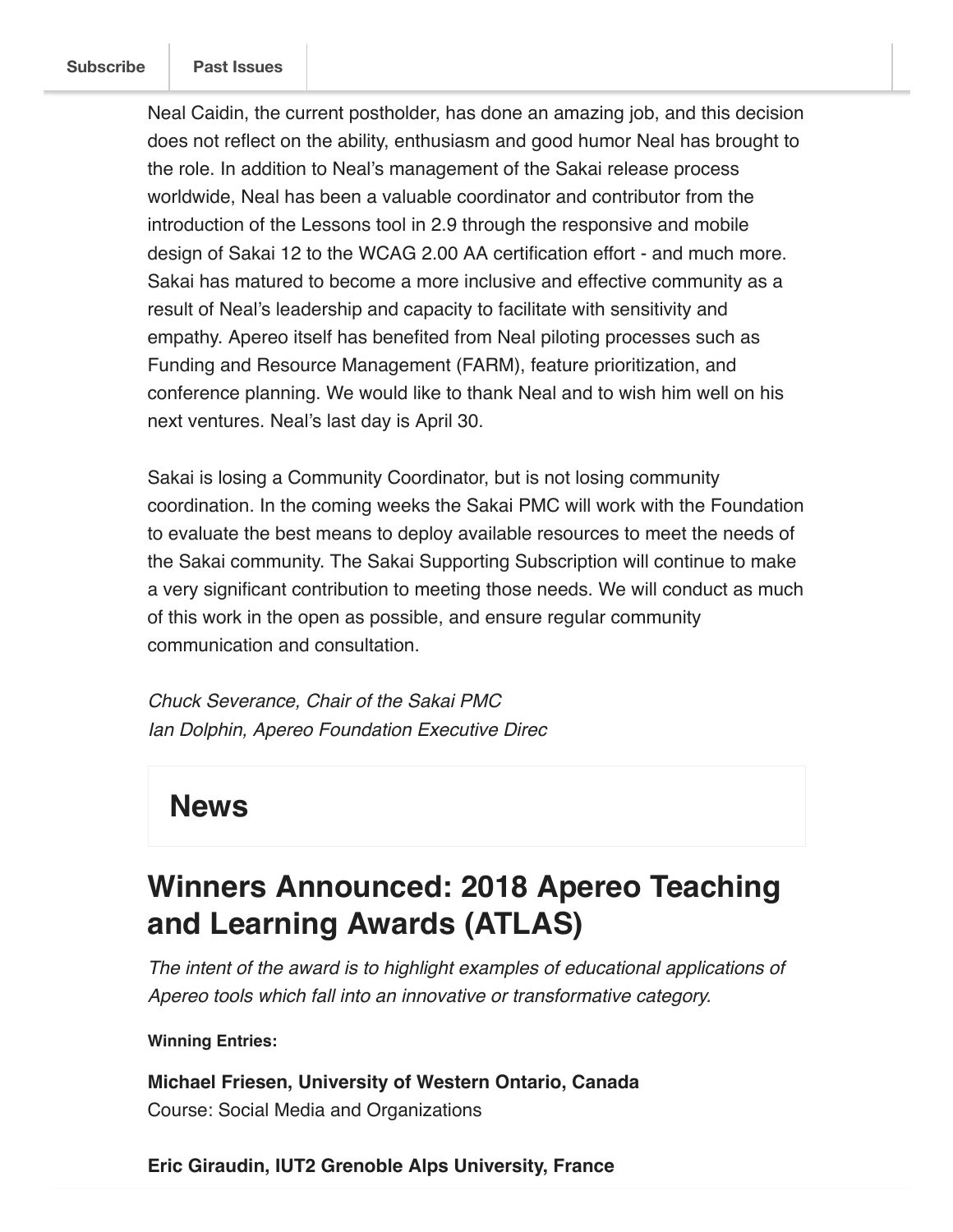Neal Caidin, the current postholder, has done an amazing job, and this decision does not reflect on the ability, enthusiasm and good humor Neal has brought to the role. In addition to Neal's management of the Sakai release process worldwide, Neal has been a valuable coordinator and contributor from the introduction of the Lessons tool in 2.9 through the responsive and mobile design of Sakai 12 to the WCAG 2.00 AA certification effort - and much more. Sakai has matured to become a more inclusive and effective community as a result of Neal's leadership and capacity to facilitate with sensitivity and empathy. Apereo itself has benefited from Neal piloting processes such as Funding and Resource Management (FARM), feature prioritization, and conference planning. We would like to thank Neal and to wish him well on his next ventures. Neal's last day is April 30.

Sakai is losing a Community Coordinator, but is not losing community coordination. In the coming weeks the Sakai PMC will work with the Foundation to evaluate the best means to deploy available resources to meet the needs of the Sakai community. The Sakai Supporting Subscription will continue to make a very significant contribution to meeting those needs. We will conduct as much of this work in the open as possible, and ensure regular community communication and consultation.

*Chuck Severance, Chair of the Sakai PMC*
*Ian Dolphin, Apereo Foundation Executive Direc*

## News

# Winners Announced: 2018 Apereo Teaching and Learning Awards (ATLAS)

*The intent of the award is to highlight examples of educational applications of Apereo tools which fall into an innovative or transformative category.*

**Winning Entries:**

**Michael Friesen, University of Western Ontario, Canada**
Course: Social Media and Organizations

**Eric Giraudin, IUT2 Grenoble Alps University, France**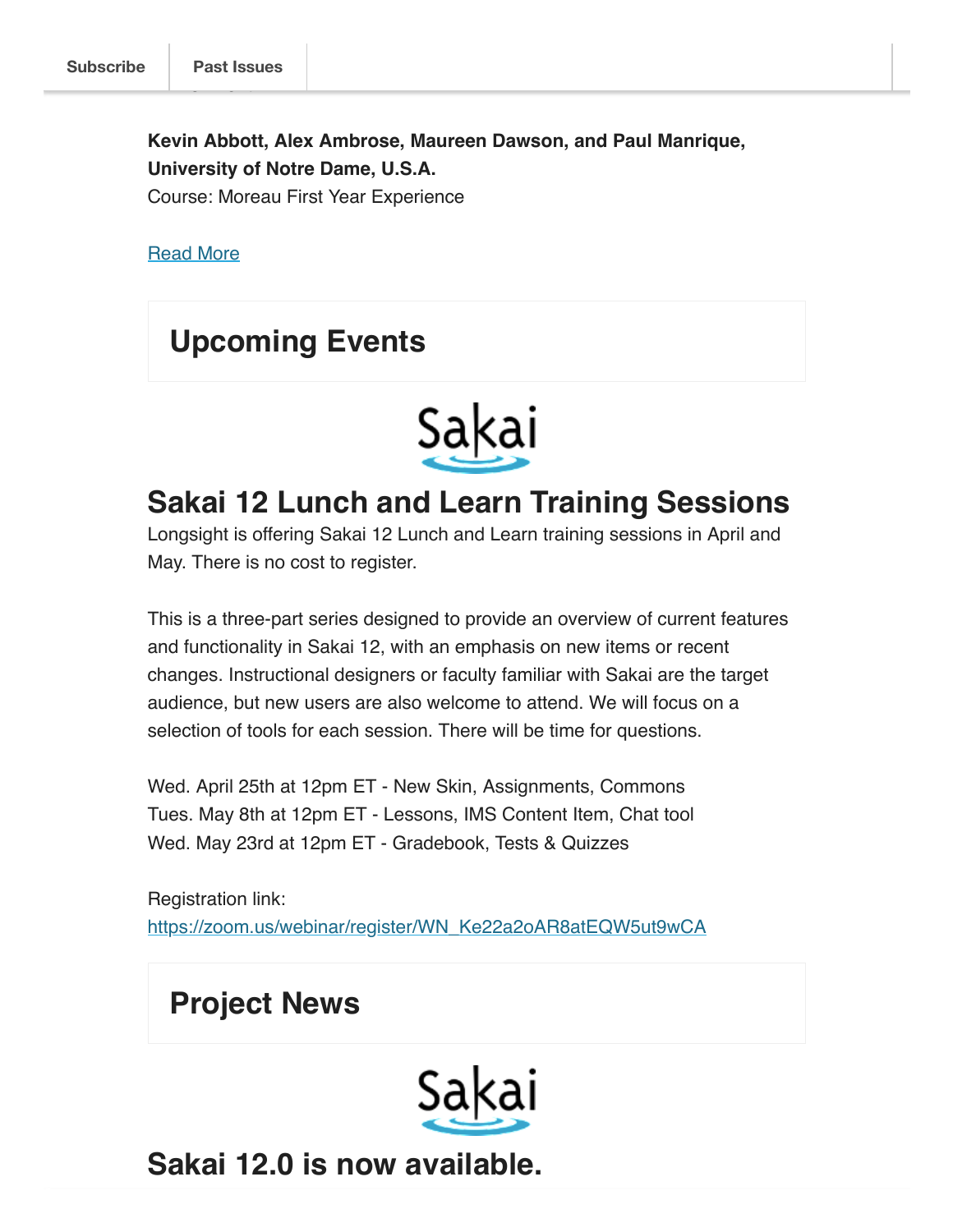**Kevin Abbott, Alex Ambrose, Maureen Dawson, and Paul Manrique, University of Notre Dame, U.S.A.**
Course: Moreau First Year Experience

[Read More]

## Upcoming Events

## Sakai 12 Lunch and Learn Training Sessions

Longsight is offering Sakai 12 Lunch and Learn training sessions in April and May. There is no cost to register.

This is a three-part series designed to provide an overview of current features and functionality in Sakai 12, with an emphasis on new items or recent changes. Instructional designers or faculty familiar with Sakai are the target audience, but new users are also welcome to attend. We will focus on a selection of tools for each session. There will be time for questions.

Wed. April 25th at 12pm ET - New Skin, Assignments, Commons
Tues. May 8th at 12pm ET - Lessons, IMS Content Item, Chat tool
Wed. May 23rd at 12pm ET - Gradebook, Tests & Quizzes

Registration link:
https://zoom.us/webinar/register/WN_Ke22a2oAR8atEQW5ut9wCA

## Project News

## Sakai 12.0 is now available.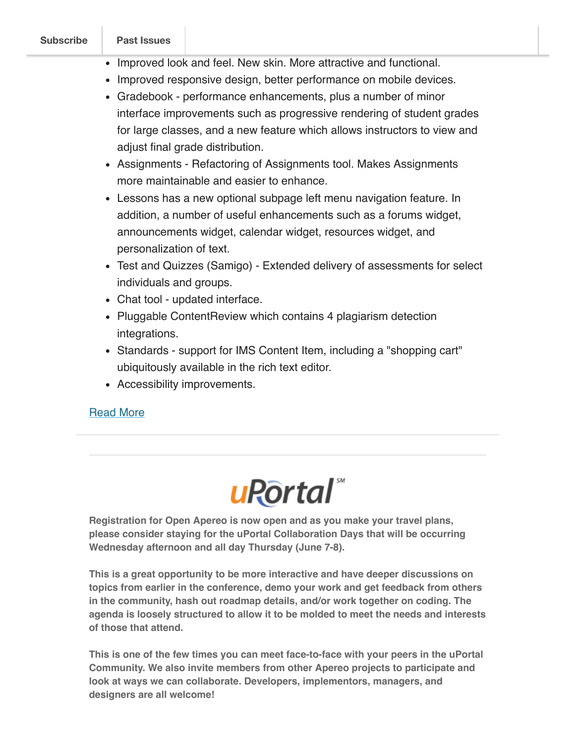- Improved look and feel. New skin. More attractive and functional.
- Improved responsive design, better performance on mobile devices.
- Gradebook - performance enhancements, plus a number of minor interface improvements such as progressive rendering of student grades for large classes, and a new feature which allows instructors to view and adjust final grade distribution.
- Assignments - Refactoring of Assignments tool. Makes Assignments more maintainable and easier to enhance.
- Lessons has a new optional subpage left menu navigation feature. In addition, a number of useful enhancements such as a forums widget, announcements widget, calendar widget, resources widget, and personalization of text.
- Test and Quizzes (Samigo) - Extended delivery of assessments for select individuals and groups.
- Chat tool - updated interface.
- Pluggable ContentReview which contains 4 plagiarism detection integrations.
- Standards - support for IMS Content Item, including a "shopping cart" ubiquitously available in the rich text editor.
- Accessibility improvements.

Read More

---

uPortal

**Registration for Open Apereo is now open and as you make your travel plans, please consider staying for the uPortal Collaboration Days that will be occurring Wednesday afternoon and all day Thursday (June 7-8).**

**This is a great opportunity to be more interactive and have deeper discussions on topics from earlier in the conference, demo your work and get feedback from others in the community, hash out roadmap details, and/or work together on coding. The agenda is loosely structured to allow it to be molded to meet the needs and interests of those that attend.**

**This is one of the few times you can meet face-to-face with your peers in the uPortal Community. We also invite members from other Apereo projects to participate and look at ways we can collaborate. Developers, implementors, managers, and designers are all welcome!**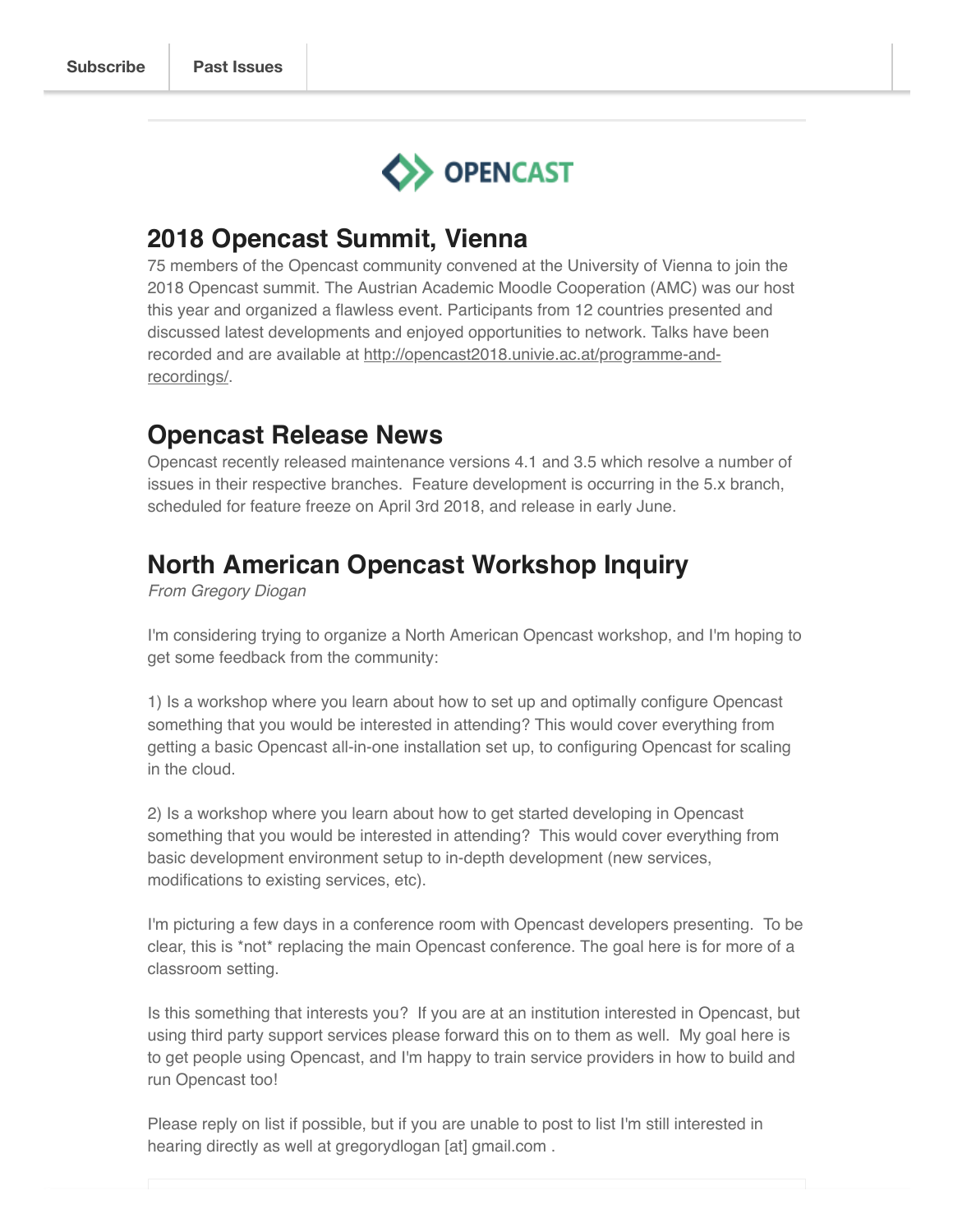Subscribe | Past Issues

OPENCAST

## 2018 Opencast Summit, Vienna

75 members of the Opencast community convened at the University of Vienna to join the 2018 Opencast summit. The Austrian Academic Moodle Cooperation (AMC) was our host this year and organized a flawless event. Participants from 12 countries presented and discussed latest developments and enjoyed opportunities to network. Talks have been recorded and are available at http://opencast2018.univie.ac.at/programme-and-recordings/.

## Opencast Release News

Opencast recently released maintenance versions 4.1 and 3.5 which resolve a number of issues in their respective branches. Feature development is occurring in the 5.x branch, scheduled for feature freeze on April 3rd 2018, and release in early June.

## North American Opencast Workshop Inquiry

*From Gregory Diogan*

I'm considering trying to organize a North American Opencast workshop, and I'm hoping to get some feedback from the community:

1) Is a workshop where you learn about how to set up and optimally configure Opencast something that you would be interested in attending? This would cover everything from getting a basic Opencast all-in-one installation set up, to configuring Opencast for scaling in the cloud.

2) Is a workshop where you learn about how to get started developing in Opencast something that you would be interested in attending? This would cover everything from basic development environment setup to in-depth development (new services, modifications to existing services, etc).

I'm picturing a few days in a conference room with Opencast developers presenting. To be clear, this is *not* replacing the main Opencast conference. The goal here is for more of a classroom setting.

Is this something that interests you? If you are at an institution interested in Opencast, but using third party support services please forward this on to them as well. My goal here is to get people using Opencast, and I'm happy to train service providers in how to build and run Opencast too!

Please reply on list if possible, but if you are unable to post to list I'm still interested in hearing directly as well at gregorydlogan [at] gmail.com .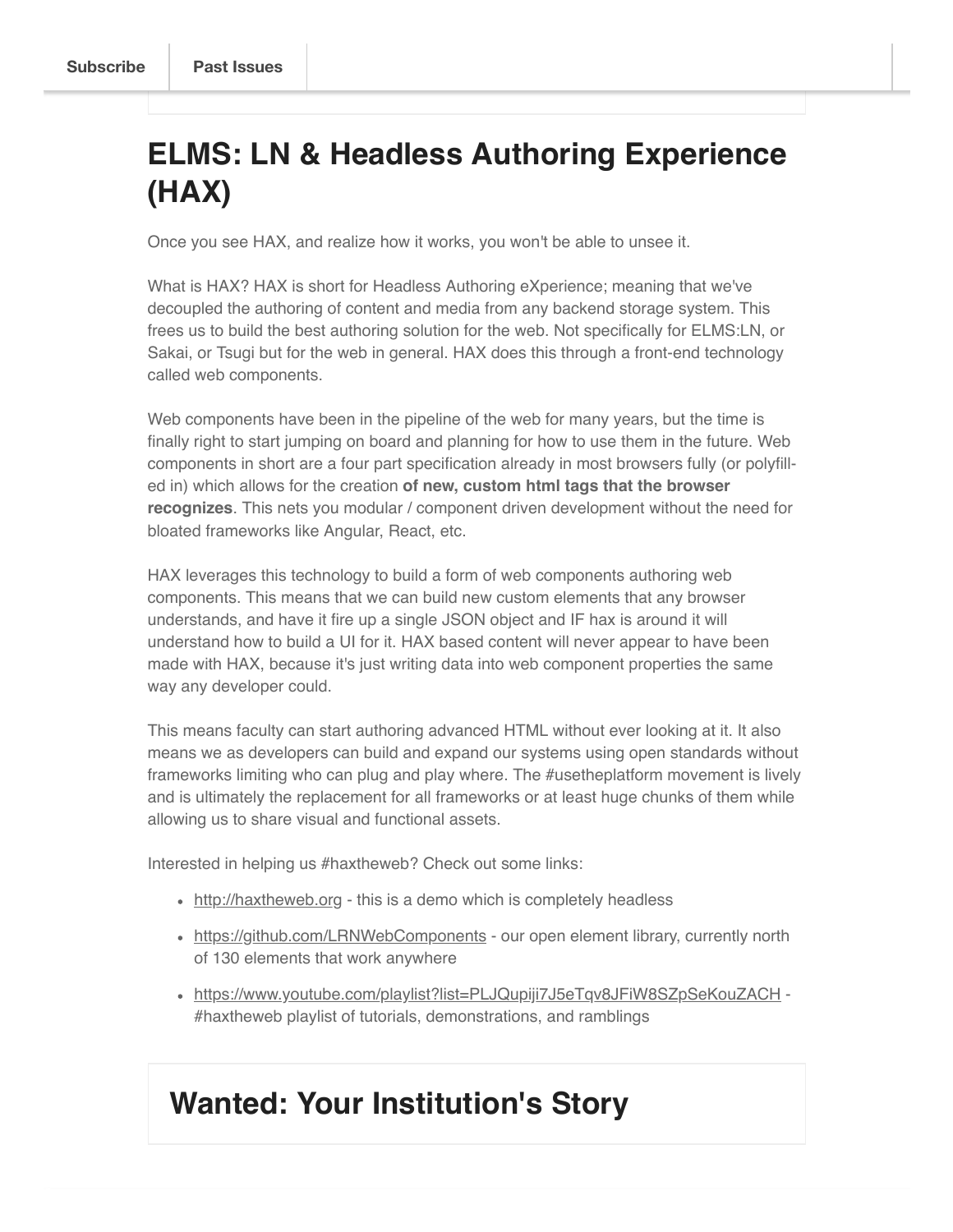# ELMS: LN & Headless Authoring Experience (HAX)

Once you see HAX, and realize how it works, you won't be able to unsee it.

What is HAX? HAX is short for Headless Authoring eXperience; meaning that we've decoupled the authoring of content and media from any backend storage system. This frees us to build the best authoring solution for the web. Not specifically for ELMS:LN, or Sakai, or Tsugi but for the web in general. HAX does this through a front-end technology called web components.

Web components have been in the pipeline of the web for many years, but the time is finally right to start jumping on board and planning for how to use them in the future. Web components in short are a four part specification already in most browsers fully (or polyfill-ed in) which allows for the creation **of new, custom html tags that the browser recognizes**. This nets you modular / component driven development without the need for bloated frameworks like Angular, React, etc.

HAX leverages this technology to build a form of web components authoring web components. This means that we can build new custom elements that any browser understands, and have it fire up a single JSON object and IF hax is around it will understand how to build a UI for it. HAX based content will never appear to have been made with HAX, because it's just writing data into web component properties the same way any developer could.

This means faculty can start authoring advanced HTML without ever looking at it. It also means we as developers can build and expand our systems using open standards without frameworks limiting who can plug and play where. The #usetheplatform movement is lively and is ultimately the replacement for all frameworks or at least huge chunks of them while allowing us to share visual and functional assets.

Interested in helping us #haxtheweb? Check out some links:

- http://haxtheweb.org - this is a demo which is completely headless
- https://github.com/LRNWebComponents - our open element library, currently north of 130 elements that work anywhere
- https://www.youtube.com/playlist?list=PLJQupiji7J5eTqv8JFiW8SZpSeKouZACH - #haxtheweb playlist of tutorials, demonstrations, and ramblings

# Wanted: Your Institution's Story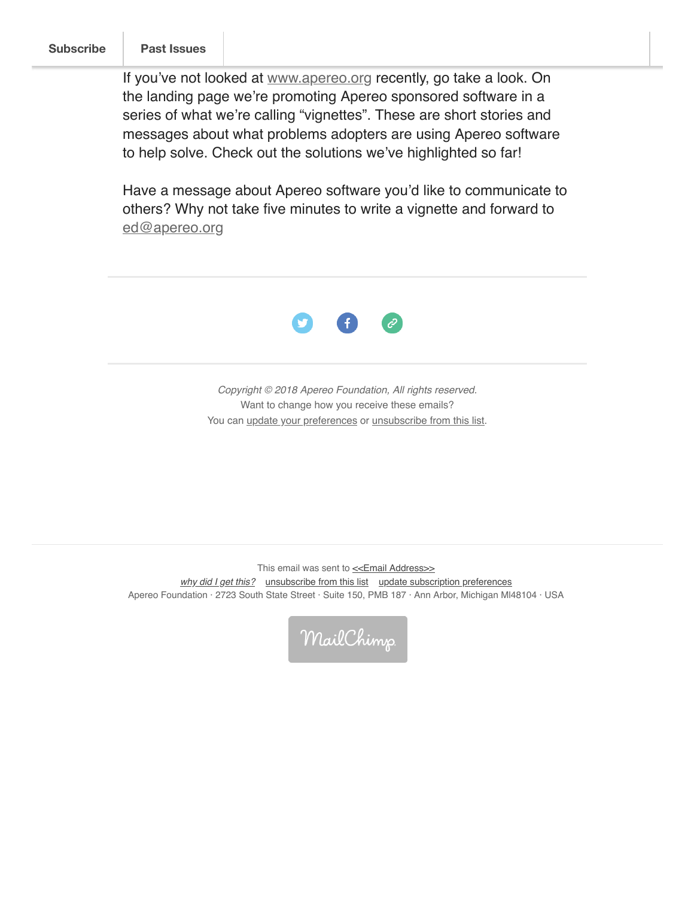Subscribe | Past Issues

If you've not looked at www.apereo.org recently, go take a look. On the landing page we're promoting Apereo sponsored software in a series of what we're calling "vignettes". These are short stories and messages about what problems adopters are using Apereo software to help solve. Check out the solutions we've highlighted so far!

Have a message about Apereo software you'd like to communicate to others? Why not take five minutes to write a vignette and forward to ed@apereo.org

---

---

*Copyright © 2018 Apereo Foundation, All rights reserved.*
Want to change how you receive these emails?
You can update your preferences or unsubscribe from this list.

---

This email was sent to <<Email Address>>
*why did I get this?* unsubscribe from this list update subscription preferences
Apereo Foundation · 2723 South State Street · Suite 150, PMB 187 · Ann Arbor, Michigan MI48104 · USA

MailChimp